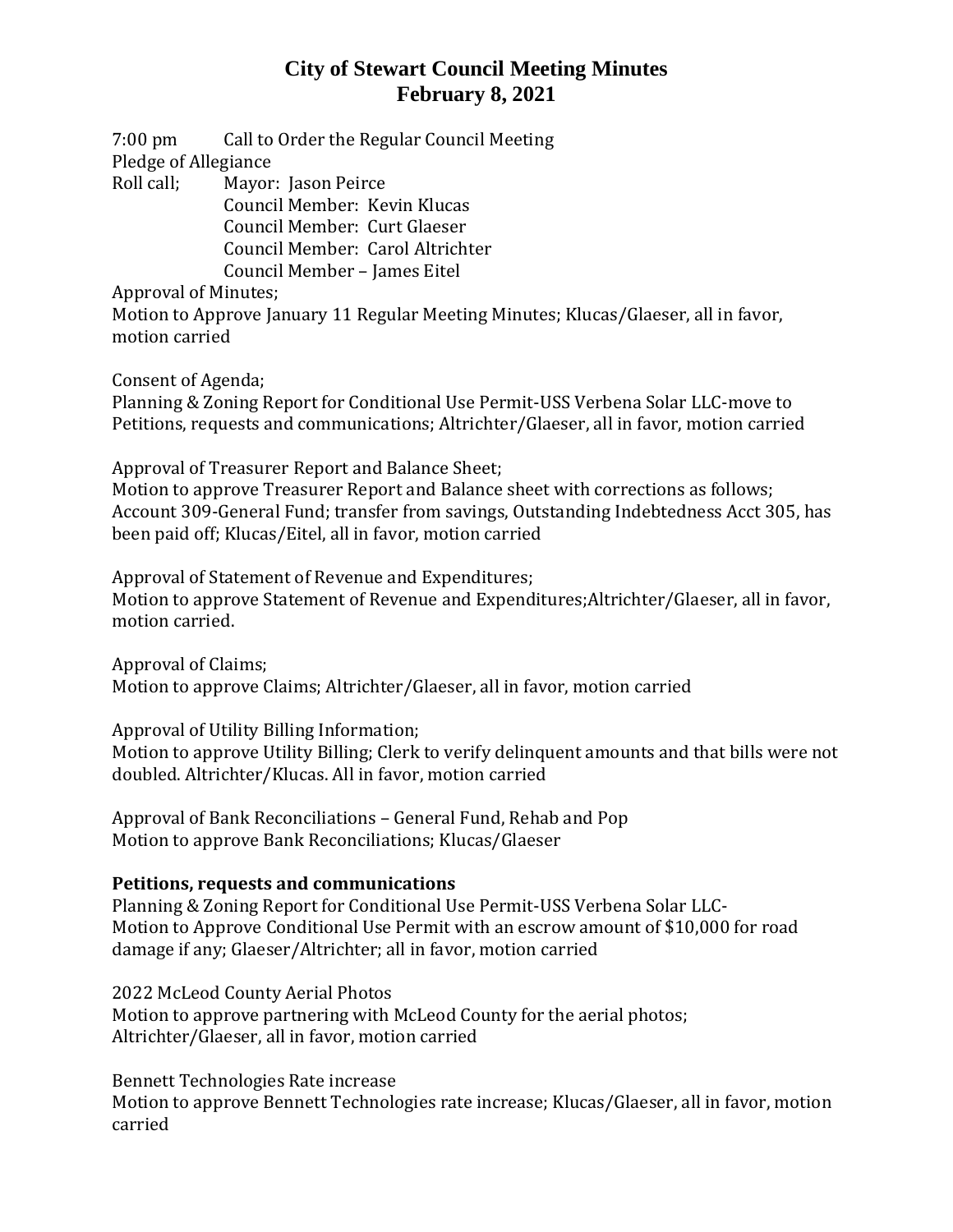# City of Stewart Council Meeting Minutes
# February 8, 2021

7:00 pm Call to Order the Regular Council Meeting
Pledge of Allegiance
Roll call; Mayor: Jason Peirce
Council Member: Kevin Klucas
Council Member: Curt Glaeser
Council Member: Carol Altrichter
Council Member – James Eitel

Approval of Minutes;
Motion to Approve January 11 Regular Meeting Minutes; Klucas/Glaeser, all in favor, motion carried

Consent of Agenda;
Planning & Zoning Report for Conditional Use Permit-USS Verbena Solar LLC-move to Petitions, requests and communications; Altrichter/Glaeser, all in favor, motion carried

Approval of Treasurer Report and Balance Sheet;
Motion to approve Treasurer Report and Balance sheet with corrections as follows; Account 309-General Fund; transfer from savings, Outstanding Indebtedness Acct 305, has been paid off; Klucas/Eitel, all in favor, motion carried

Approval of Statement of Revenue and Expenditures;
Motion to approve Statement of Revenue and Expenditures;Altrichter/Glaeser, all in favor, motion carried.

Approval of Claims;
Motion to approve Claims; Altrichter/Glaeser, all in favor, motion carried

Approval of Utility Billing Information;
Motion to approve Utility Billing; Clerk to verify delinquent amounts and that bills were not doubled. Altrichter/Klucas. All in favor, motion carried

Approval of Bank Reconciliations – General Fund, Rehab and Pop
Motion to approve Bank Reconciliations; Klucas/Glaeser

**Petitions, requests and communications**

Planning & Zoning Report for Conditional Use Permit-USS Verbena Solar LLC-
Motion to Approve Conditional Use Permit with an escrow amount of $10,000 for road damage if any; Glaeser/Altrichter; all in favor, motion carried

2022 McLeod County Aerial Photos
Motion to approve partnering with McLeod County for the aerial photos; Altrichter/Glaeser, all in favor, motion carried

Bennett Technologies Rate increase
Motion to approve Bennett Technologies rate increase; Klucas/Glaeser, all in favor, motion carried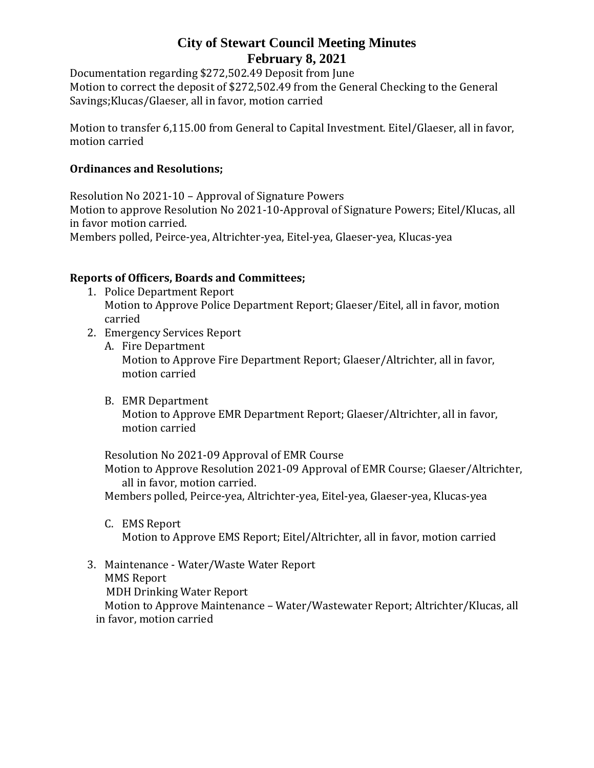# City of Stewart Council Meeting Minutes
## February 8, 2021

Documentation regarding $272,502.49 Deposit from June
Motion to correct the deposit of $272,502.49 from the General Checking to the General Savings;Klucas/Glaeser, all in favor, motion carried

Motion to transfer 6,115.00 from General to Capital Investment. Eitel/Glaeser, all in favor, motion carried

**Ordinances and Resolutions;**

Resolution No 2021-10 – Approval of Signature Powers
Motion to approve Resolution No 2021-10-Approval of Signature Powers; Eitel/Klucas, all in favor motion carried.
Members polled, Peirce-yea, Altrichter-yea, Eitel-yea, Glaeser-yea, Klucas-yea

**Reports of Officers, Boards and Committees;**

1. Police Department Report
   Motion to Approve Police Department Report; Glaeser/Eitel, all in favor, motion carried
2. Emergency Services Report
   A. Fire Department
      Motion to Approve Fire Department Report; Glaeser/Altrichter, all in favor, motion carried

   B. EMR Department
      Motion to Approve EMR Department Report; Glaeser/Altrichter, all in favor, motion carried

   Resolution No 2021-09 Approval of EMR Course
   Motion to Approve Resolution 2021-09 Approval of EMR Course; Glaeser/Altrichter, all in favor, motion carried.
   Members polled, Peirce-yea, Altrichter-yea, Eitel-yea, Glaeser-yea, Klucas-yea

   C. EMS Report
      Motion to Approve EMS Report; Eitel/Altrichter, all in favor, motion carried

3. Maintenance - Water/Waste Water Report
   MMS Report
   MDH Drinking Water Report
   Motion to Approve Maintenance – Water/Wastewater Report; Altrichter/Klucas, all in favor, motion carried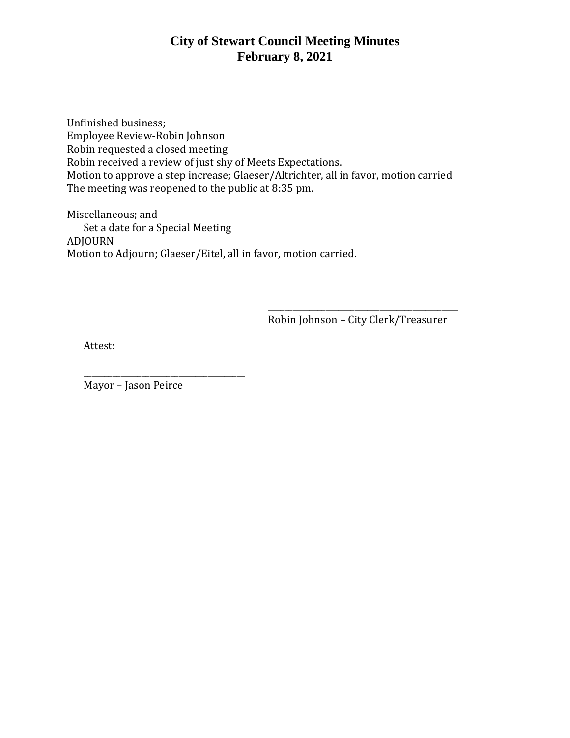# City of Stewart Council Meeting Minutes
# February 8, 2021

Unfinished business;
Employee Review-Robin Johnson
Robin requested a closed meeting
Robin received a review of just shy of Meets Expectations.
Motion to approve a step increase; Glaeser/Altrichter, all in favor, motion carried
The meeting was reopened to the public at 8:35 pm.

Miscellaneous; and
Set a date for a Special Meeting
ADJOURN
Motion to Adjourn; Glaeser/Eitel, all in favor, motion carried.

_______________________________________
Robin Johnson – City Clerk/Treasurer

Attest:

_________________________________
Mayor – Jason Peirce